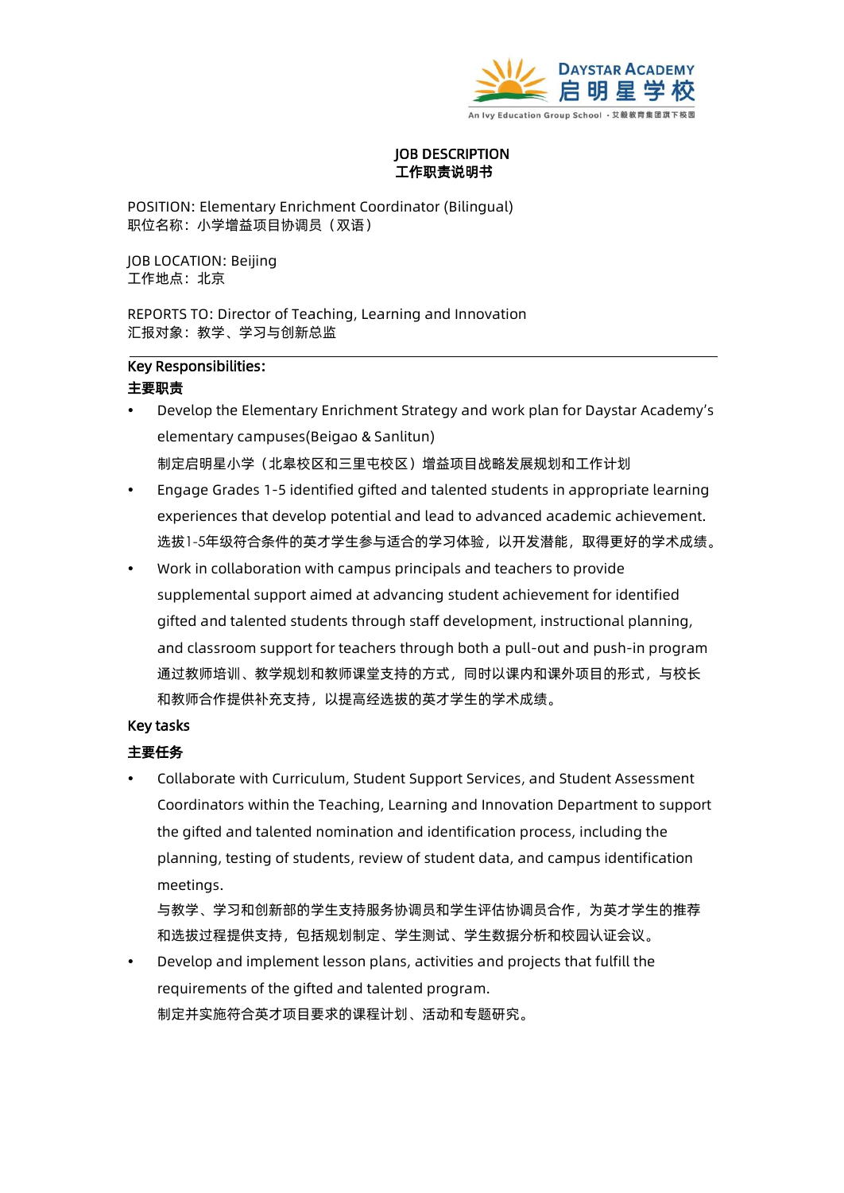DAYSTAR ACADEMY
启明星学校
An Ivy Education Group School · 艾毅教育集团旗下校园

# JOB DESCRIPTION
# 工作职责说明书

POSITION: Elementary Enrichment Coordinator (Bilingual)
职位名称：小学增益项目协调员（双语）

JOB LOCATION: Beijing
工作地点：北京

REPORTS TO: Director of Teaching, Learning and Innovation
汇报对象：教学、学习与创新总监

---

## Key Responsibilities:
## 主要职责

- Develop the Elementary Enrichment Strategy and work plan for Daystar Academy's elementary campuses(Beigao & Sanlitun)
  制定启明星小学（北皋校区和三里屯校区）增益项目战略发展规划和工作计划
- Engage Grades 1-5 identified gifted and talented students in appropriate learning experiences that develop potential and lead to advanced academic achievement.
  选拔1-5年级符合条件的英才学生参与适合的学习体验，以开发潜能，取得更好的学术成绩。
- Work in collaboration with campus principals and teachers to provide supplemental support aimed at advancing student achievement for identified gifted and talented students through staff development, instructional planning, and classroom support for teachers through both a pull-out and push-in program
  通过教师培训、教学规划和教师课堂支持的方式，同时以课内和课外项目的形式，与校长和教师合作提供补充支持，以提高经选拔的英才学生的学术成绩。

## Key tasks
## 主要任务

- Collaborate with Curriculum, Student Support Services, and Student Assessment Coordinators within the Teaching, Learning and Innovation Department to support the gifted and talented nomination and identification process, including the planning, testing of students, review of student data, and campus identification meetings.
  与教学、学习和创新部的学生支持服务协调员和学生评估协调员合作，为英才学生的推荐和选拔过程提供支持，包括规划制定、学生测试、学生数据分析和校园认证会议。
- Develop and implement lesson plans, activities and projects that fulfill the requirements of the gifted and talented program.
  制定并实施符合英才项目要求的课程计划、活动和专题研究。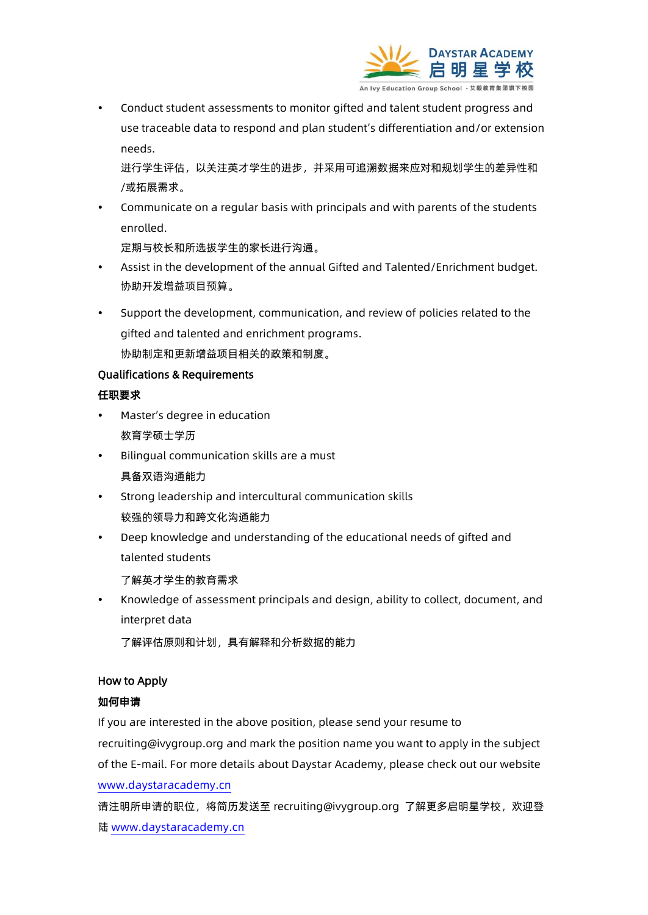- Conduct student assessments to monitor gifted and talent student progress and use traceable data to respond and plan student's differentiation and/or extension needs.
  进行学生评估，以关注英才学生的进步，并采用可追溯数据来应对和规划学生的差异性和/或拓展需求。
- Communicate on a regular basis with principals and with parents of the students enrolled.
  定期与校长和所选拔学生的家长进行沟通。
- Assist in the development of the annual Gifted and Talented/Enrichment budget.
  协助开发增益项目预算。
- Support the development, communication, and review of policies related to the gifted and talented and enrichment programs.
  协助制定和更新增益项目相关的政策和制度。

**Qualifications & Requirements**

**任职要求**

- Master's degree in education
  教育学硕士学历
- Bilingual communication skills are a must
  具备双语沟通能力
- Strong leadership and intercultural communication skills
  较强的领导力和跨文化沟通能力
- Deep knowledge and understanding of the educational needs of gifted and talented students
  了解英才学生的教育需求
- Knowledge of assessment principals and design, ability to collect, document, and interpret data
  了解评估原则和计划，具有解释和分析数据的能力

**How to Apply**

**如何申请**

If you are interested in the above position, please send your resume to recruiting@ivygroup.org and mark the position name you want to apply in the subject of the E-mail. For more details about Daystar Academy, please check out our website www.daystaracademy.cn

请注明所申请的职位，将简历发送至 recruiting@ivygroup.org 了解更多启明星学校，欢迎登陆 www.daystaracademy.cn